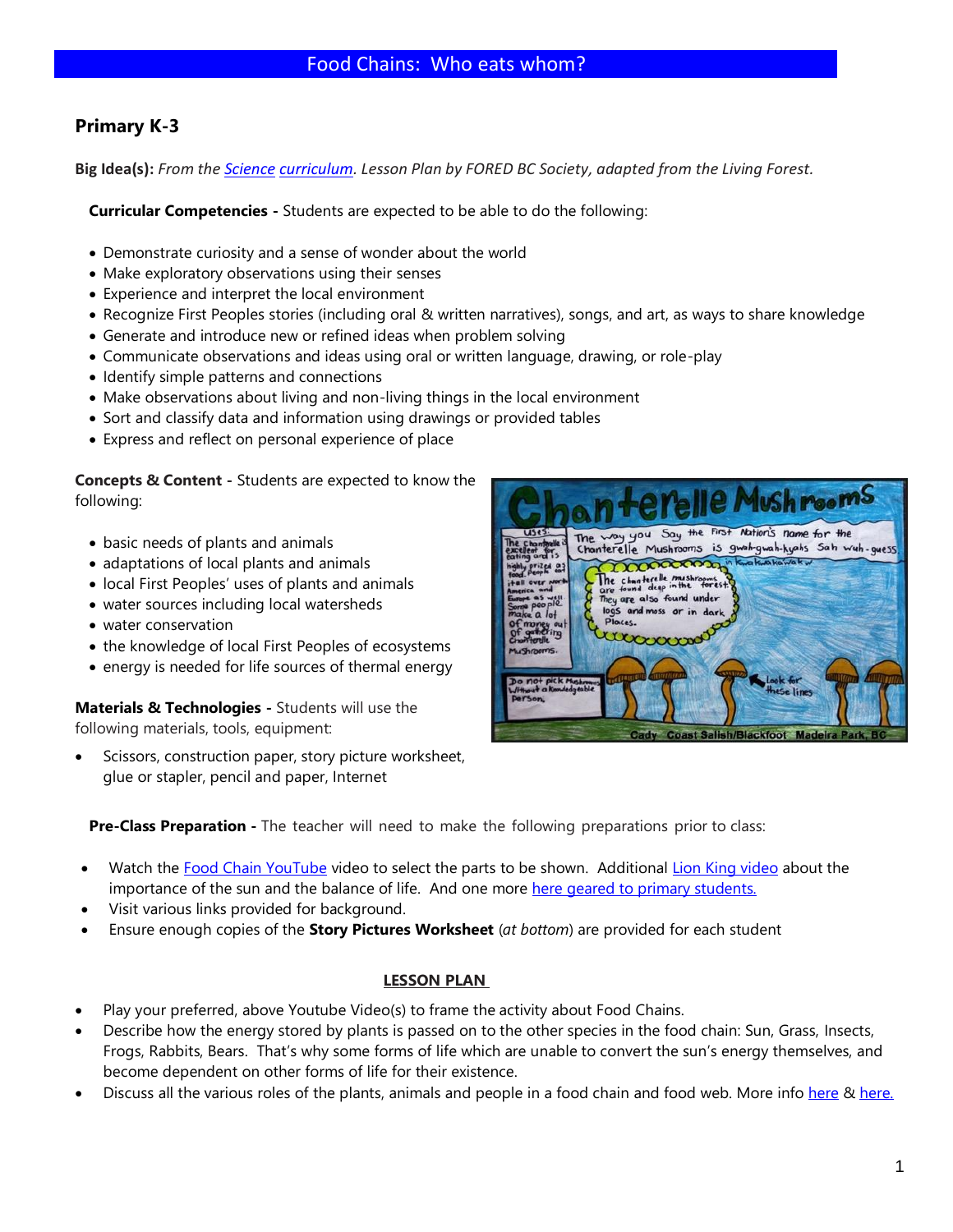# Food Chains: Who eats whom?

## Primary K-3

**Big Idea(s):** *From the Science curriculum. Lesson Plan by FORED BC Society, adapted from the Living Forest.*

**Curricular Competencies -** Students are expected to be able to do the following:

- Demonstrate curiosity and a sense of wonder about the world
- Make exploratory observations using their senses
- Experience and interpret the local environment
- Recognize First Peoples stories (including oral & written narratives), songs, and art, as ways to share knowledge
- Generate and introduce new or refined ideas when problem solving
- Communicate observations and ideas using oral or written language, drawing, or role-play
- Identify simple patterns and connections
- Make observations about living and non-living things in the local environment
- Sort and classify data and information using drawings or provided tables
- Express and reflect on personal experience of place

**Concepts & Content -** Students are expected to know the following:

- basic needs of plants and animals
- adaptations of local plants and animals
- local First Peoples' uses of plants and animals
- water sources including local watersheds
- water conservation
- the knowledge of local First Peoples of ecosystems
- energy is needed for life sources of thermal energy

**Materials & Technologies -** Students will use the following materials, tools, equipment:

- Scissors, construction paper, story picture worksheet, glue or stapler, pencil and paper, Internet

**Pre-Class Preparation -** The teacher will need to make the following preparations prior to class:

- Watch the Food Chain YouTube video to select the parts to be shown. Additional Lion King video about the importance of the sun and the balance of life. And one more here geared to primary students.
- Visit various links provided for background.
- Ensure enough copies of the **Story Pictures Worksheet** (*at bottom*) are provided for each student

**LESSON PLAN**

- Play your preferred, above Youtube Video(s) to frame the activity about Food Chains.
- Describe how the energy stored by plants is passed on to the other species in the food chain: Sun, Grass, Insects, Frogs, Rabbits, Bears. That's why some forms of life which are unable to convert the sun's energy themselves, and become dependent on other forms of life for their existence.
- Discuss all the various roles of the plants, animals and people in a food chain and food web. More info here & here.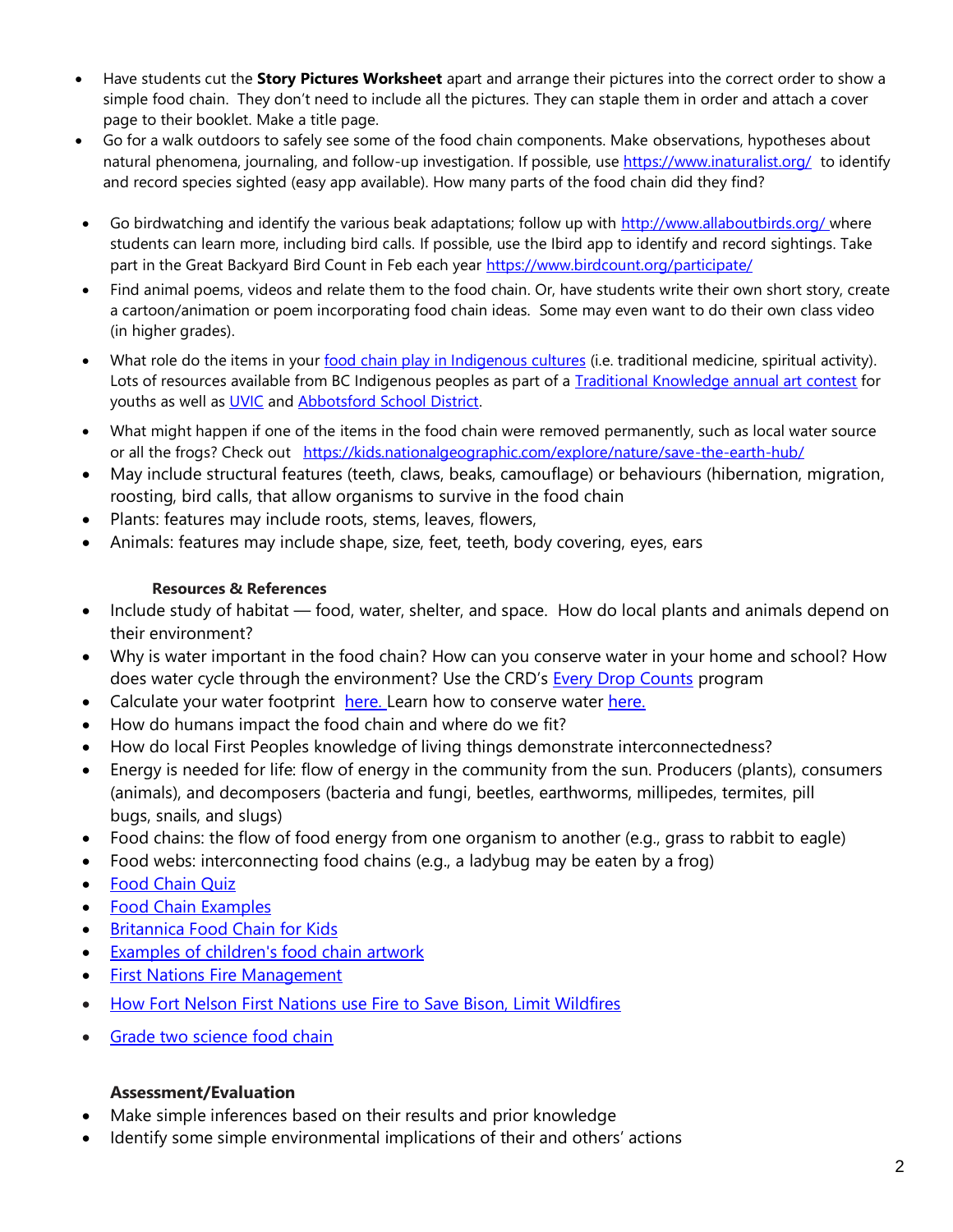- Have students cut the **Story Pictures Worksheet** apart and arrange their pictures into the correct order to show a simple food chain. They don't need to include all the pictures. They can staple them in order and attach a cover page to their booklet. Make a title page.
- Go for a walk outdoors to safely see some of the food chain components. Make observations, hypotheses about natural phenomena, journaling, and follow-up investigation. If possible, use https://www.inaturalist.org/ to identify and record species sighted (easy app available). How many parts of the food chain did they find?
- Go birdwatching and identify the various beak adaptations; follow up with http://www.allaboutbirds.org/ where students can learn more, including bird calls. If possible, use the Ibird app to identify and record sightings. Take part in the Great Backyard Bird Count in Feb each year https://www.birdcount.org/participate/
- Find animal poems, videos and relate them to the food chain. Or, have students write their own short story, create a cartoon/animation or poem incorporating food chain ideas. Some may even want to do their own class video (in higher grades).
- What role do the items in your food chain play in Indigenous cultures (i.e. traditional medicine, spiritual activity). Lots of resources available from BC Indigenous peoples as part of a Traditional Knowledge annual art contest for youths as well as UVIC and Abbotsford School District.
- What might happen if one of the items in the food chain were removed permanently, such as local water source or all the frogs? Check out https://kids.nationalgeographic.com/explore/nature/save-the-earth-hub/
- May include structural features (teeth, claws, beaks, camouflage) or behaviours (hibernation, migration, roosting, bird calls, that allow organisms to survive in the food chain
- Plants: features may include roots, stems, leaves, flowers,
- Animals: features may include shape, size, feet, teeth, body covering, eyes, ears

**Resources & References**

- Include study of habitat — food, water, shelter, and space. How do local plants and animals depend on their environment?
- Why is water important in the food chain? How can you conserve water in your home and school? How does water cycle through the environment? Use the CRD's Every Drop Counts program
- Calculate your water footprint here. Learn how to conserve water here.
- How do humans impact the food chain and where do we fit?
- How do local First Peoples knowledge of living things demonstrate interconnectedness?
- Energy is needed for life: flow of energy in the community from the sun. Producers (plants), consumers (animals), and decomposers (bacteria and fungi, beetles, earthworms, millipedes, termites, pill bugs, snails, and slugs)
- Food chains: the flow of food energy from one organism to another (e.g., grass to rabbit to eagle)
- Food webs: interconnecting food chains (e.g., a ladybug may be eaten by a frog)
- Food Chain Quiz
- Food Chain Examples
- Britannica Food Chain for Kids
- Examples of children's food chain artwork
- First Nations Fire Management
- How Fort Nelson First Nations use Fire to Save Bison, Limit Wildfires
- Grade two science food chain

**Assessment/Evaluation**

- Make simple inferences based on their results and prior knowledge
- Identify some simple environmental implications of their and others' actions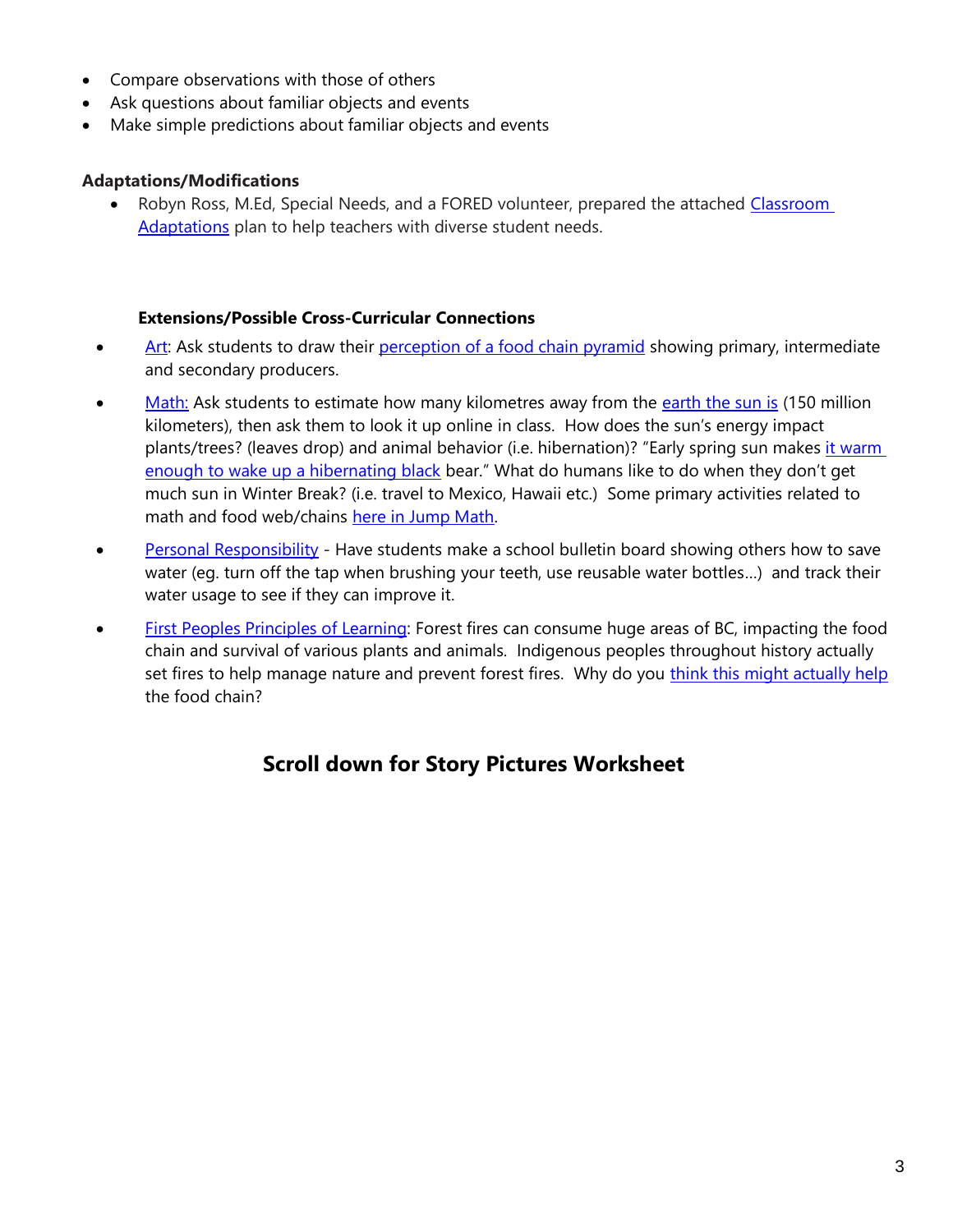- Compare observations with those of others
- Ask questions about familiar objects and events
- Make simple predictions about familiar objects and events

**Adaptations/Modifications**

- Robyn Ross, M.Ed, Special Needs, and a FORED volunteer, prepared the attached Classroom Adaptations plan to help teachers with diverse student needs.

**Extensions/Possible Cross-Curricular Connections**

- Art: Ask students to draw their perception of a food chain pyramid showing primary, intermediate and secondary producers.
- Math: Ask students to estimate how many kilometres away from the earth the sun is (150 million kilometers), then ask them to look it up online in class. How does the sun's energy impact plants/trees? (leaves drop) and animal behavior (i.e. hibernation)? "Early spring sun makes it warm enough to wake up a hibernating black bear." What do humans like to do when they don't get much sun in Winter Break? (i.e. travel to Mexico, Hawaii etc.) Some primary activities related to math and food web/chains here in Jump Math.
- Personal Responsibility - Have students make a school bulletin board showing others how to save water (eg. turn off the tap when brushing your teeth, use reusable water bottles…) and track their water usage to see if they can improve it.
- First Peoples Principles of Learning: Forest fires can consume huge areas of BC, impacting the food chain and survival of various plants and animals. Indigenous peoples throughout history actually set fires to help manage nature and prevent forest fires. Why do you think this might actually help the food chain?

## Scroll down for Story Pictures Worksheet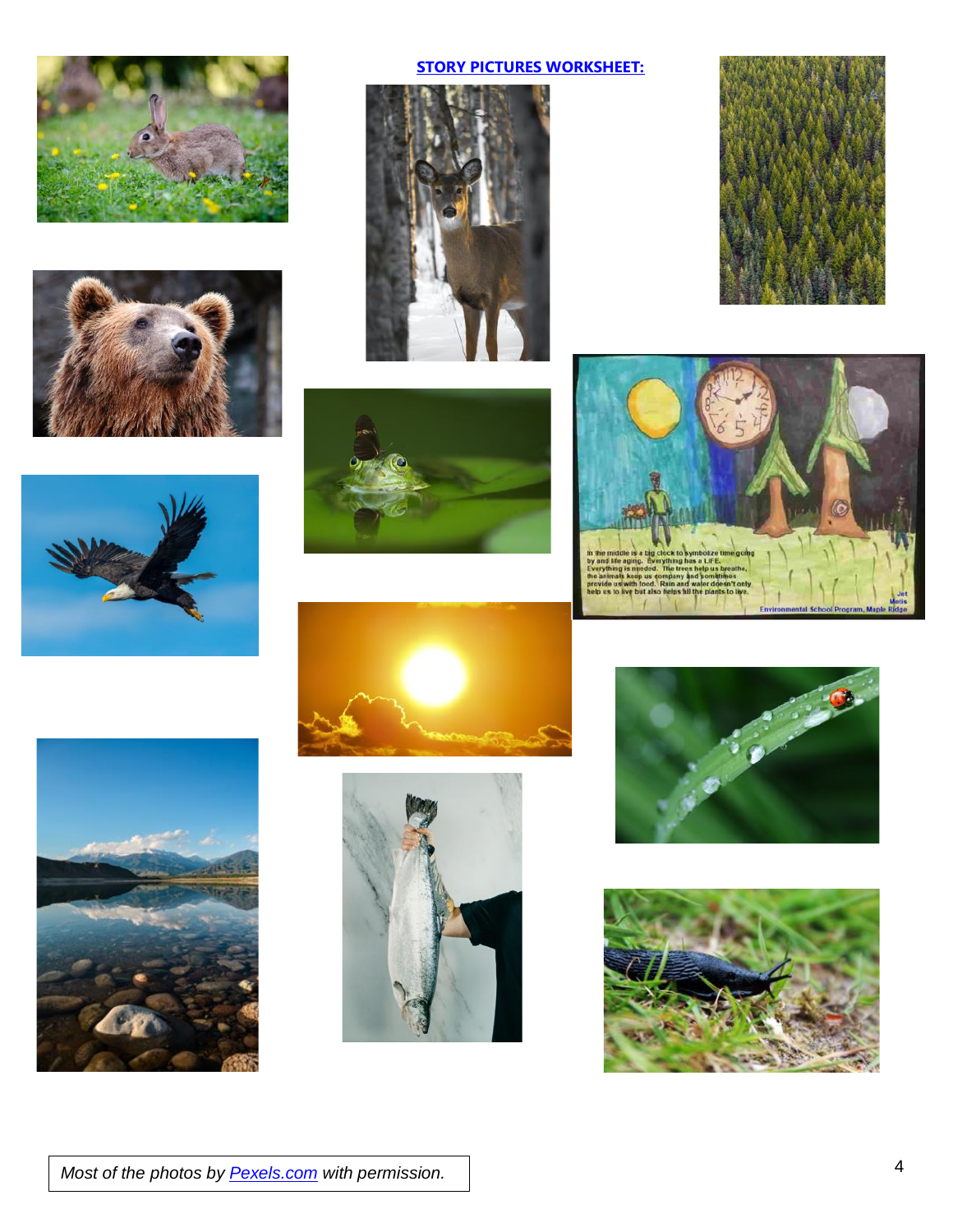**STORY PICTURES WORKSHEET:**

*Most of the photos by Pexels.com with permission.*